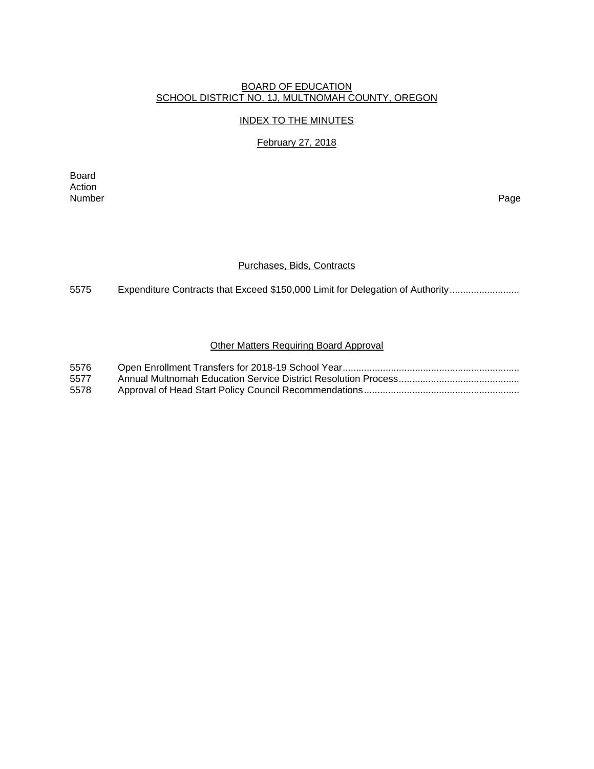BOARD OF EDUCATION
SCHOOL DISTRICT NO. 1J, MULTNOMAH COUNTY, OREGON

INDEX TO THE MINUTES

February 27, 2018

| Board Action Number | | Page |
|---|---|---|

## Purchases, Bids, Contracts

| | | |
|---|---|---|
| 5575 | Expenditure Contracts that Exceed $150,000 Limit for Delegation of Authority | |

## Other Matters Requiring Board Approval

| | | |
|---|---|---|
| 5576 | Open Enrollment Transfers for 2018-19 School Year | |
| 5577 | Annual Multnomah Education Service District Resolution Process | |
| 5578 | Approval of Head Start Policy Council Recommendations | |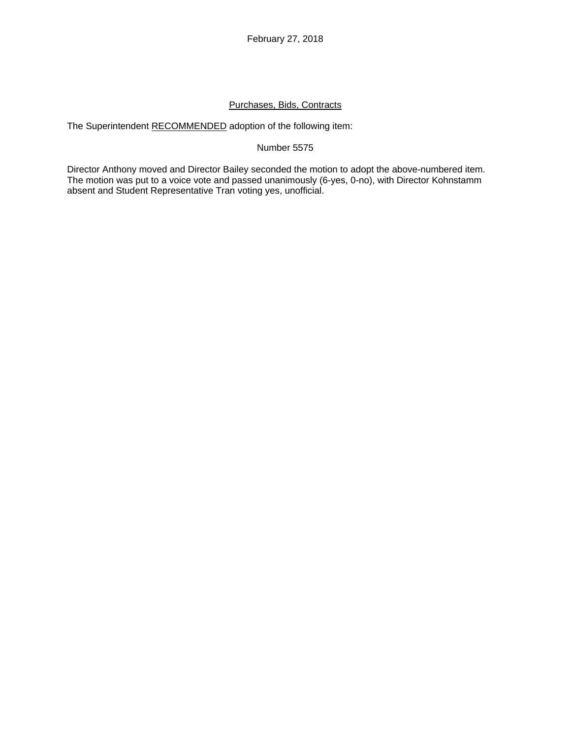February 27, 2018

Purchases, Bids, Contracts

The Superintendent RECOMMENDED adoption of the following item:

Number 5575

Director Anthony moved and Director Bailey seconded the motion to adopt the above-numbered item. The motion was put to a voice vote and passed unanimously (6-yes, 0-no), with Director Kohnstamm absent and Student Representative Tran voting yes, unofficial.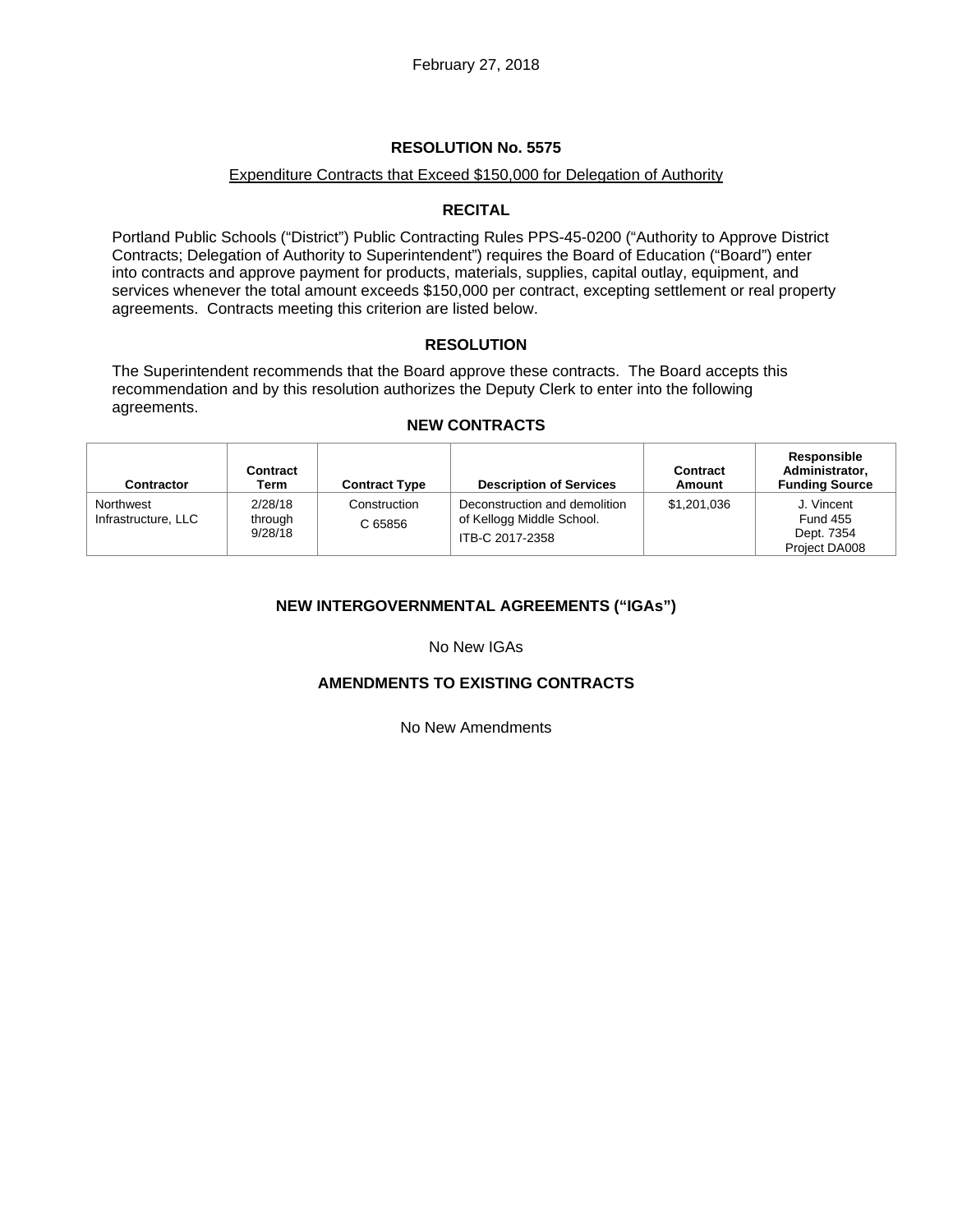February 27, 2018

# RESOLUTION No. 5575

Expenditure Contracts that Exceed $150,000 for Delegation of Authority

## RECITAL

Portland Public Schools ("District") Public Contracting Rules PPS-45-0200 ("Authority to Approve District Contracts; Delegation of Authority to Superintendent") requires the Board of Education ("Board") enter into contracts and approve payment for products, materials, supplies, capital outlay, equipment, and services whenever the total amount exceeds $150,000 per contract, excepting settlement or real property agreements. Contracts meeting this criterion are listed below.

## RESOLUTION

The Superintendent recommends that the Board approve these contracts. The Board accepts this recommendation and by this resolution authorizes the Deputy Clerk to enter into the following agreements.

### NEW CONTRACTS

| Contractor | Contract Term | Contract Type | Description of Services | Contract Amount | Responsible Administrator, Funding Source |
|---|---|---|---|---|---|
| Northwest Infrastructure, LLC | 2/28/18 through 9/28/18 | Construction C 65856 | Deconstruction and demolition of Kellogg Middle School. ITB-C 2017-2358 | $1,201,036 | J. Vincent Fund 455 Dept. 7354 Project DA008 |

### NEW INTERGOVERNMENTAL AGREEMENTS ("IGAs")

No New IGAs

### AMENDMENTS TO EXISTING CONTRACTS

No New Amendments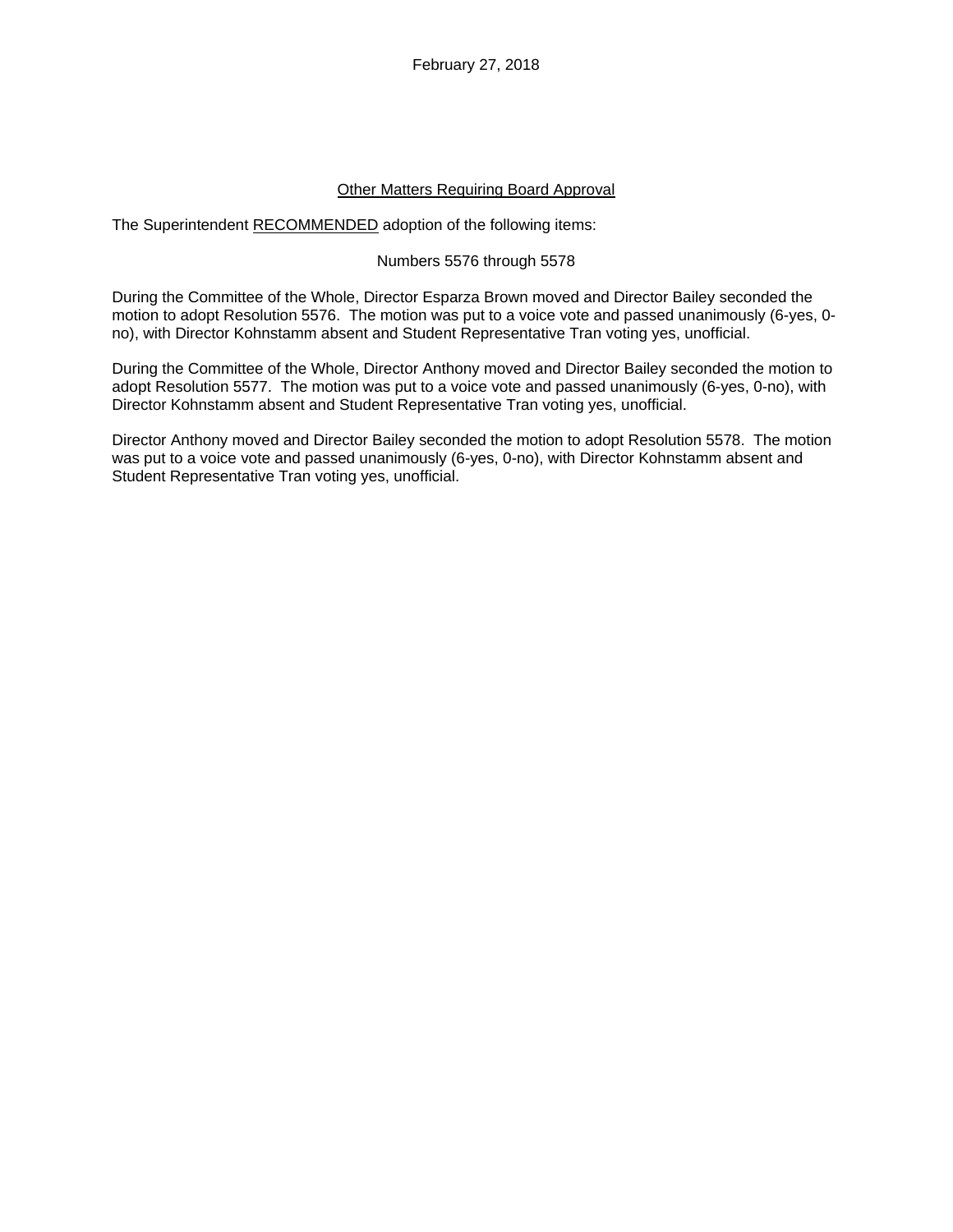February 27, 2018

## Other Matters Requiring Board Approval

The Superintendent RECOMMENDED adoption of the following items:

Numbers 5576 through 5578

During the Committee of the Whole, Director Esparza Brown moved and Director Bailey seconded the motion to adopt Resolution 5576. The motion was put to a voice vote and passed unanimously (6-yes, 0-no), with Director Kohnstamm absent and Student Representative Tran voting yes, unofficial.

During the Committee of the Whole, Director Anthony moved and Director Bailey seconded the motion to adopt Resolution 5577. The motion was put to a voice vote and passed unanimously (6-yes, 0-no), with Director Kohnstamm absent and Student Representative Tran voting yes, unofficial.

Director Anthony moved and Director Bailey seconded the motion to adopt Resolution 5578. The motion was put to a voice vote and passed unanimously (6-yes, 0-no), with Director Kohnstamm absent and Student Representative Tran voting yes, unofficial.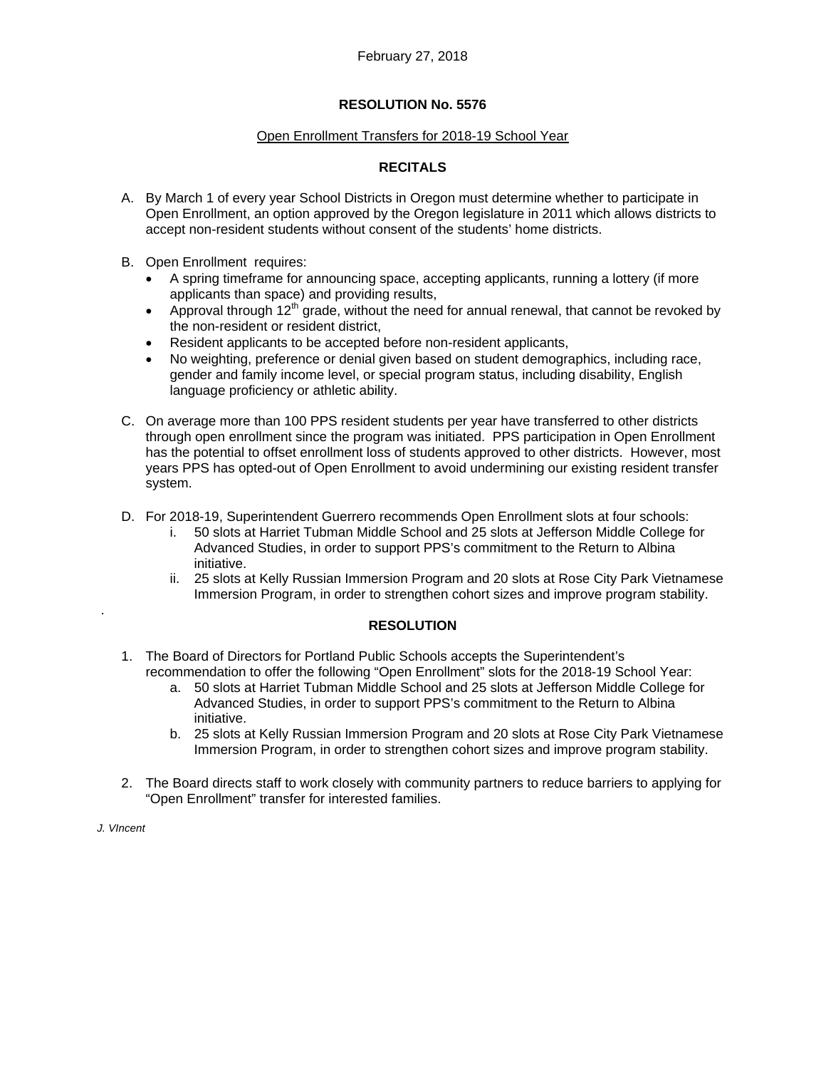February 27, 2018

# RESOLUTION No. 5576

## Open Enrollment Transfers for 2018-19 School Year

### RECITALS

A. By March 1 of every year School Districts in Oregon must determine whether to participate in Open Enrollment, an option approved by the Oregon legislature in 2011 which allows districts to accept non-resident students without consent of the students' home districts.

B. Open Enrollment requires:
   - A spring timeframe for announcing space, accepting applicants, running a lottery (if more applicants than space) and providing results,
   - Approval through 12th grade, without the need for annual renewal, that cannot be revoked by the non-resident or resident district,
   - Resident applicants to be accepted before non-resident applicants,
   - No weighting, preference or denial given based on student demographics, including race, gender and family income level, or special program status, including disability, English language proficiency or athletic ability.

C. On average more than 100 PPS resident students per year have transferred to other districts through open enrollment since the program was initiated. PPS participation in Open Enrollment has the potential to offset enrollment loss of students approved to other districts. However, most years PPS has opted-out of Open Enrollment to avoid undermining our existing resident transfer system.

D. For 2018-19, Superintendent Guerrero recommends Open Enrollment slots at four schools:
   i. 50 slots at Harriet Tubman Middle School and 25 slots at Jefferson Middle College for Advanced Studies, in order to support PPS's commitment to the Return to Albina initiative.
   ii. 25 slots at Kelly Russian Immersion Program and 20 slots at Rose City Park Vietnamese Immersion Program, in order to strengthen cohort sizes and improve program stability.

### RESOLUTION

1. The Board of Directors for Portland Public Schools accepts the Superintendent's recommendation to offer the following "Open Enrollment" slots for the 2018-19 School Year:
   a. 50 slots at Harriet Tubman Middle School and 25 slots at Jefferson Middle College for Advanced Studies, in order to support PPS's commitment to the Return to Albina initiative.
   b. 25 slots at Kelly Russian Immersion Program and 20 slots at Rose City Park Vietnamese Immersion Program, in order to strengthen cohort sizes and improve program stability.

2. The Board directs staff to work closely with community partners to reduce barriers to applying for "Open Enrollment" transfer for interested families.

*J. VIncent*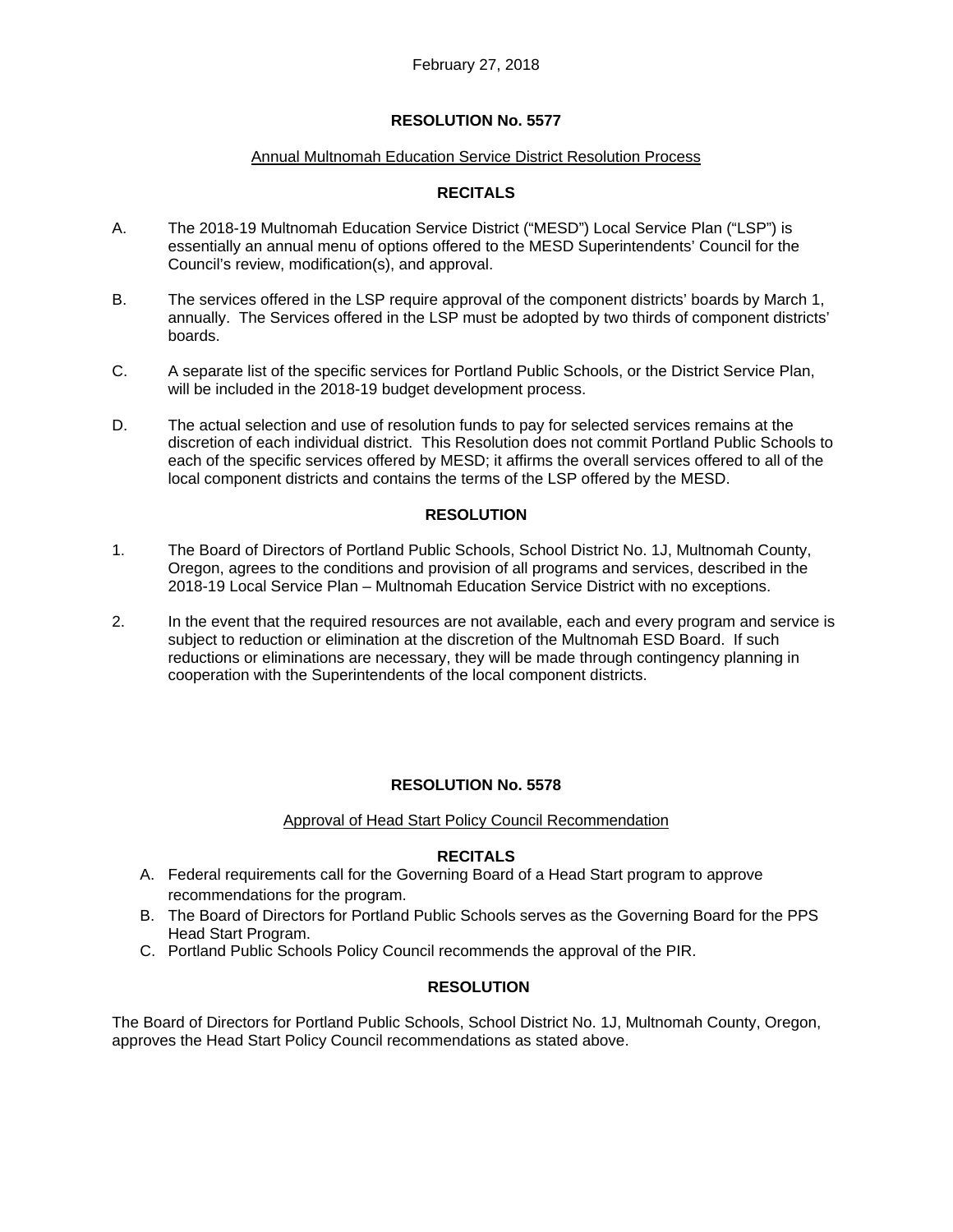February 27, 2018

## RESOLUTION No. 5577

Annual Multnomah Education Service District Resolution Process

### RECITALS

A. The 2018-19 Multnomah Education Service District ("MESD") Local Service Plan ("LSP") is essentially an annual menu of options offered to the MESD Superintendents' Council for the Council's review, modification(s), and approval.

B. The services offered in the LSP require approval of the component districts' boards by March 1, annually. The Services offered in the LSP must be adopted by two thirds of component districts' boards.

C. A separate list of the specific services for Portland Public Schools, or the District Service Plan, will be included in the 2018-19 budget development process.

D. The actual selection and use of resolution funds to pay for selected services remains at the discretion of each individual district. This Resolution does not commit Portland Public Schools to each of the specific services offered by MESD; it affirms the overall services offered to all of the local component districts and contains the terms of the LSP offered by the MESD.

### RESOLUTION

1. The Board of Directors of Portland Public Schools, School District No. 1J, Multnomah County, Oregon, agrees to the conditions and provision of all programs and services, described in the 2018-19 Local Service Plan – Multnomah Education Service District with no exceptions.

2. In the event that the required resources are not available, each and every program and service is subject to reduction or elimination at the discretion of the Multnomah ESD Board. If such reductions or eliminations are necessary, they will be made through contingency planning in cooperation with the Superintendents of the local component districts.

## RESOLUTION No. 5578

Approval of Head Start Policy Council Recommendation

### RECITALS

A. Federal requirements call for the Governing Board of a Head Start program to approve recommendations for the program.
B. The Board of Directors for Portland Public Schools serves as the Governing Board for the PPS Head Start Program.
C. Portland Public Schools Policy Council recommends the approval of the PIR.

### RESOLUTION

The Board of Directors for Portland Public Schools, School District No. 1J, Multnomah County, Oregon, approves the Head Start Policy Council recommendations as stated above.